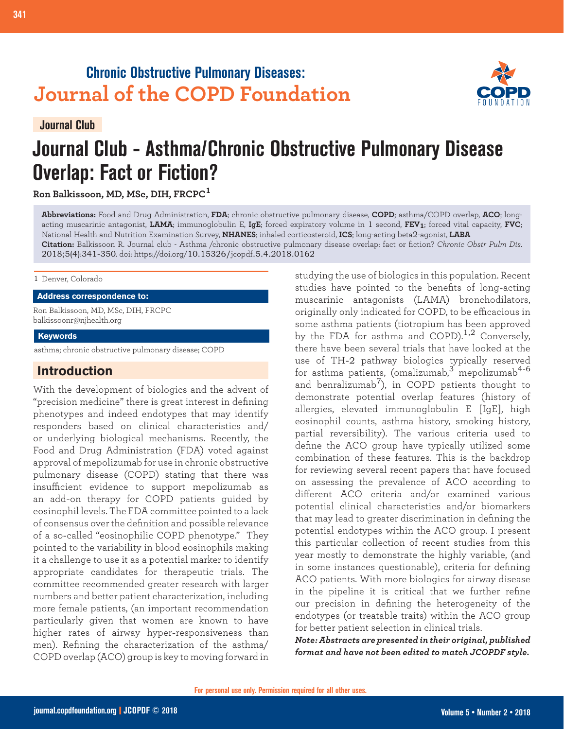**Chronic Obstructive Pulmonary Diseases:**
**Journal of the COPD Foundation**

Journal Club

# Journal Club - Asthma/Chronic Obstructive Pulmonary Disease Overlap: Fact or Fiction?

**Ron Balkissoon, MD, MSc, DIH, FRCPC[1]**

**Abbreviations:** Food and Drug Administration, **FDA**; chronic obstructive pulmonary disease, **COPD**; asthma/COPD overlap, **ACO**; long-acting muscarinic antagonist, **LAMA**; immunoglobulin E, **IgE**; forced expiratory volume in 1 second, **$FEV_1$**; forced vital capacity, **FVC**; National Health and Nutrition Examination Survey, **NHANES**; inhaled corticosteroid, **ICS**; long-acting beta2-agonist, **LABA**

**Citation:** Balkissoon R. Journal club - Asthma /chronic obstructive pulmonary disease overlap: fact or fiction? *Chronic Obstr Pulm Dis*. 2018;5(4):341-350. doi: https://doi.org/10.15326/jcopdf.5.4.2018.0162

1 Denver, Colorado

**Address correspondence to:**

Ron Balkissoon, MD, MSc, DIH, FRCPC
balkissoonr@njhealth.org

**Keywords**

asthma; chronic obstructive pulmonary disease; COPD

## Introduction

With the development of biologics and the advent of "precision medicine" there is great interest in defining phenotypes and indeed endotypes that may identify responders based on clinical characteristics and/or underlying biological mechanisms. Recently, the Food and Drug Administration (FDA) voted against approval of mepolizumab for use in chronic obstructive pulmonary disease (COPD) stating that there was insufficient evidence to support mepolizumab as an add-on therapy for COPD patients guided by eosinophil levels. The FDA committee pointed to a lack of consensus over the definition and possible relevance of a so-called "eosinophilic COPD phenotype." They pointed to the variability in blood eosinophils making it a challenge to use it as a potential marker to identify appropriate candidates for therapeutic trials. The committee recommended greater research with larger numbers and better patient characterization, including more female patients, (an important recommendation particularly given that women are known to have higher rates of airway hyper-responsiveness than men). Refining the characterization of the asthma/COPD overlap (ACO) group is key to moving forward in studying the use of biologics in this population. Recent studies have pointed to the benefits of long-acting muscarinic antagonists (LAMA) bronchodilators, originally only indicated for COPD, to be efficacious in some asthma patients (tiotropium has been approved by the FDA for asthma and COPD).[1,2] Conversely, there have been several trials that have looked at the use of TH-2 pathway biologics typically reserved for asthma patients, (omalizumab,[3] mepolizumab[4-6] and benralizumab[7]), in COPD patients thought to demonstrate potential overlap features (history of allergies, elevated immunoglobulin E [IgE], high eosinophil counts, asthma history, smoking history, partial reversibility). The various criteria used to define the ACO group have typically utilized some combination of these features. This is the backdrop for reviewing several recent papers that have focused on assessing the prevalence of ACO according to different ACO criteria and/or examined various potential clinical characteristics and/or biomarkers that may lead to greater discrimination in defining the potential endotypes within the ACO group. I present this particular collection of recent studies from this year mostly to demonstrate the highly variable, (and in some instances questionable), criteria for defining ACO patients. With more biologics for airway disease in the pipeline it is critical that we further refine our precision in defining the heterogeneity of the endotypes (or treatable traits) within the ACO group for better patient selection in clinical trials.

***Note: Abstracts are presented in their original, published format and have not been edited to match JCOPDF style.***

For personal use only. Permission required for all other uses.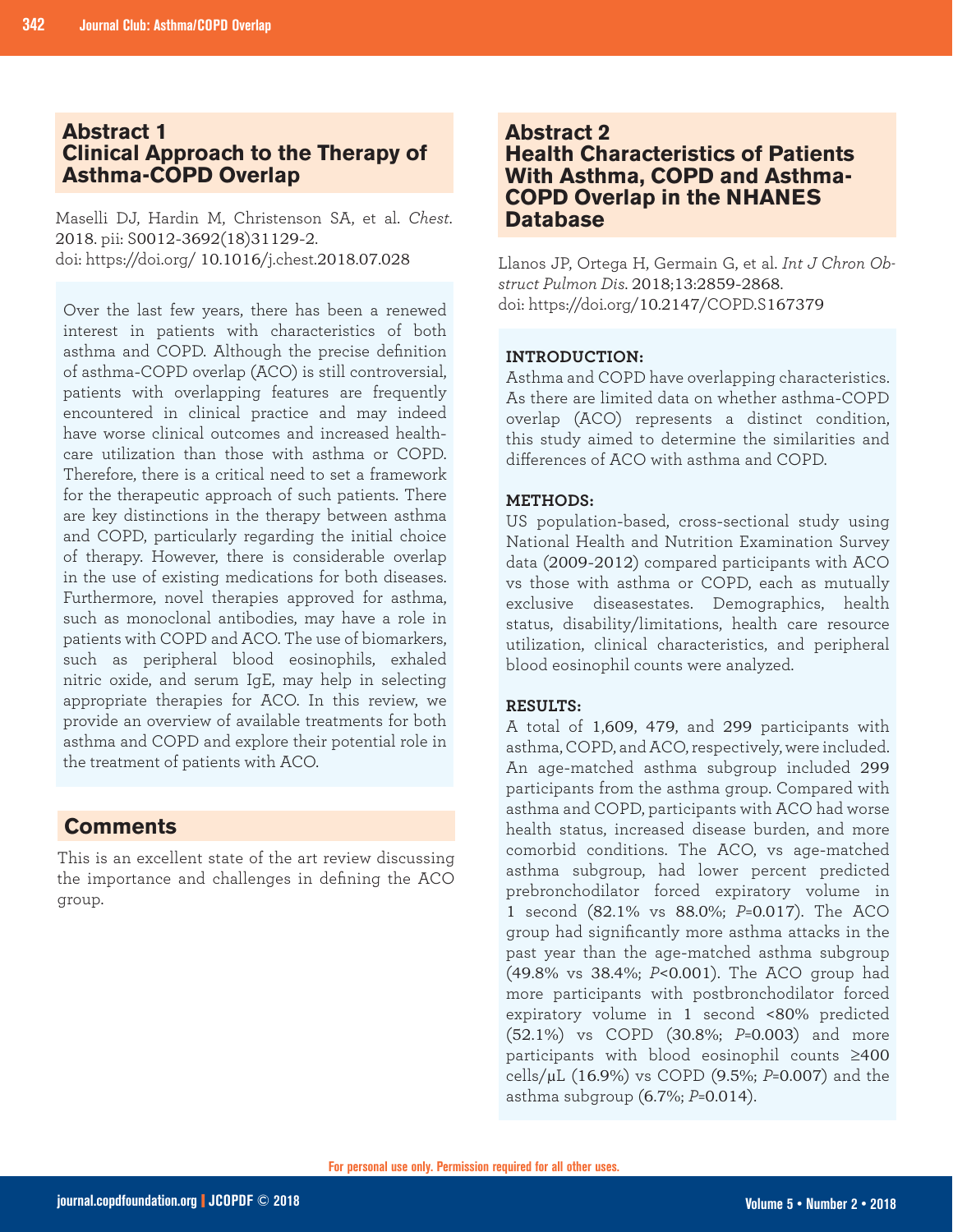## Abstract 1
## Clinical Approach to the Therapy of Asthma-COPD Overlap

Maselli DJ, Hardin M, Christenson SA, et al. *Chest*. 2018. pii: S0012-3692(18)31129-2.
doi: https://doi.org/ 10.1016/j.chest.2018.07.028

Over the last few years, there has been a renewed interest in patients with characteristics of both asthma and COPD. Although the precise definition of asthma-COPD overlap (ACO) is still controversial, patients with overlapping features are frequently encountered in clinical practice and may indeed have worse clinical outcomes and increased healthcare utilization than those with asthma or COPD. Therefore, there is a critical need to set a framework for the therapeutic approach of such patients. There are key distinctions in the therapy between asthma and COPD, particularly regarding the initial choice of therapy. However, there is considerable overlap in the use of existing medications for both diseases. Furthermore, novel therapies approved for asthma, such as monoclonal antibodies, may have a role in patients with COPD and ACO. The use of biomarkers, such as peripheral blood eosinophils, exhaled nitric oxide, and serum IgE, may help in selecting appropriate therapies for ACO. In this review, we provide an overview of available treatments for both asthma and COPD and explore their potential role in the treatment of patients with ACO.

### Comments

This is an excellent state of the art review discussing the importance and challenges in defining the ACO group.

## Abstract 2
## Health Characteristics of Patients With Asthma, COPD and Asthma-COPD Overlap in the NHANES Database

Llanos JP, Ortega H, Germain G, et al. *Int J Chron Obstruct Pulmon Dis*. 2018;13:2859-2868.
doi: https://doi.org/10.2147/COPD.S167379

**INTRODUCTION:**
Asthma and COPD have overlapping characteristics. As there are limited data on whether asthma-COPD overlap (ACO) represents a distinct condition, this study aimed to determine the similarities and differences of ACO with asthma and COPD.

**METHODS:**
US population-based, cross-sectional study using National Health and Nutrition Examination Survey data (2009-2012) compared participants with ACO vs those with asthma or COPD, each as mutually exclusive diseasestates. Demographics, health status, disability/limitations, health care resource utilization, clinical characteristics, and peripheral blood eosinophil counts were analyzed.

**RESULTS:**
A total of 1,609, 479, and 299 participants with asthma, COPD, and ACO, respectively, were included. An age-matched asthma subgroup included 299 participants from the asthma group. Compared with asthma and COPD, participants with ACO had worse health status, increased disease burden, and more comorbid conditions. The ACO, vs age-matched asthma subgroup, had lower percent predicted prebronchodilator forced expiratory volume in 1 second (82.1% vs 88.0%; $P$=0.017). The ACO group had significantly more asthma attacks in the past year than the age-matched asthma subgroup (49.8% vs 38.4%; $P$<0.001). The ACO group had more participants with postbronchodilator forced expiratory volume in 1 second <80% predicted (52.1%) vs COPD (30.8%; $P$=0.003) and more participants with blood eosinophil counts ≥400 cells/µL (16.9%) vs COPD (9.5%; $P$=0.007) and the asthma subgroup (6.7%; $P$=0.014).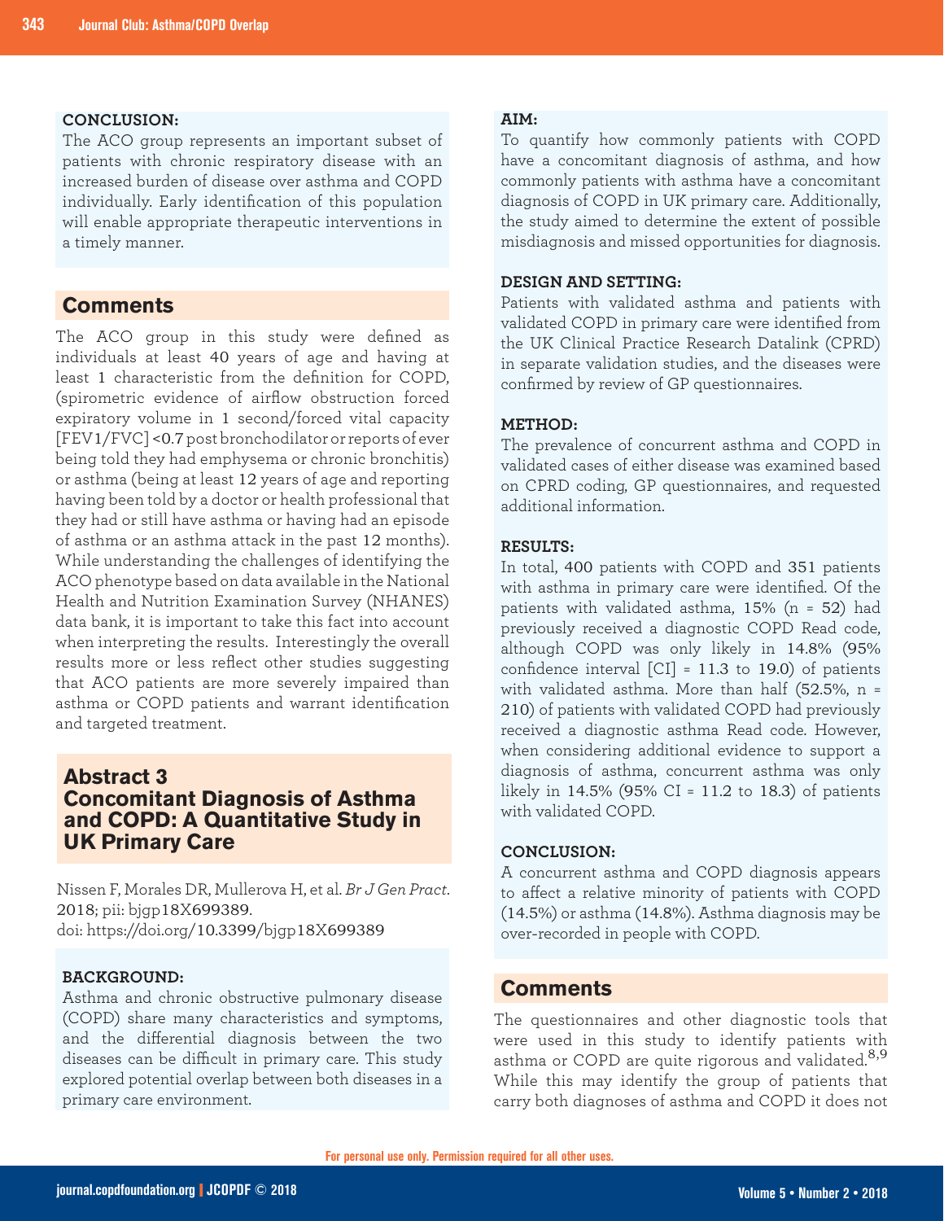**CONCLUSION:**

The ACO group represents an important subset of patients with chronic respiratory disease with an increased burden of disease over asthma and COPD individually. Early identification of this population will enable appropriate therapeutic interventions in a timely manner.

## Comments

The ACO group in this study were defined as individuals at least 40 years of age and having at least 1 characteristic from the definition for COPD, (spirometric evidence of airflow obstruction forced expiratory volume in 1 second/forced vital capacity [FEV1/FVC] <0.7 post bronchodilator or reports of ever being told they had emphysema or chronic bronchitis) or asthma (being at least 12 years of age and reporting having been told by a doctor or health professional that they had or still have asthma or having had an episode of asthma or an asthma attack in the past 12 months). While understanding the challenges of identifying the ACO phenotype based on data available in the National Health and Nutrition Examination Survey (NHANES) data bank, it is important to take this fact into account when interpreting the results. Interestingly the overall results more or less reflect other studies suggesting that ACO patients are more severely impaired than asthma or COPD patients and warrant identification and targeted treatment.

## Abstract 3 Concomitant Diagnosis of Asthma and COPD: A Quantitative Study in UK Primary Care

Nissen F, Morales DR, Mullerova H, et al. *Br J Gen Pract*. 2018; pii: bjgp18X699389.
doi: https://doi.org/10.3399/bjgp18X699389

**BACKGROUND:**

Asthma and chronic obstructive pulmonary disease (COPD) share many characteristics and symptoms, and the differential diagnosis between the two diseases can be difficult in primary care. This study explored potential overlap between both diseases in a primary care environment.

**AIM:**

To quantify how commonly patients with COPD have a concomitant diagnosis of asthma, and how commonly patients with asthma have a concomitant diagnosis of COPD in UK primary care. Additionally, the study aimed to determine the extent of possible misdiagnosis and missed opportunities for diagnosis.

**DESIGN AND SETTING:**

Patients with validated asthma and patients with validated COPD in primary care were identified from the UK Clinical Practice Research Datalink (CPRD) in separate validation studies, and the diseases were confirmed by review of GP questionnaires.

**METHOD:**

The prevalence of concurrent asthma and COPD in validated cases of either disease was examined based on CPRD coding, GP questionnaires, and requested additional information.

**RESULTS:**

In total, 400 patients with COPD and 351 patients with asthma in primary care were identified. Of the patients with validated asthma, 15% (n = 52) had previously received a diagnostic COPD Read code, although COPD was only likely in 14.8% (95% confidence interval [CI] = 11.3 to 19.0) of patients with validated asthma. More than half (52.5%, n = 210) of patients with validated COPD had previously received a diagnostic asthma Read code. However, when considering additional evidence to support a diagnosis of asthma, concurrent asthma was only likely in 14.5% (95% CI = 11.2 to 18.3) of patients with validated COPD.

**CONCLUSION:**

A concurrent asthma and COPD diagnosis appears to affect a relative minority of patients with COPD (14.5%) or asthma (14.8%). Asthma diagnosis may be over-recorded in people with COPD.

## Comments

The questionnaires and other diagnostic tools that were used in this study to identify patients with asthma or COPD are quite rigorous and validated.[8,9] While this may identify the group of patients that carry both diagnoses of asthma and COPD it does not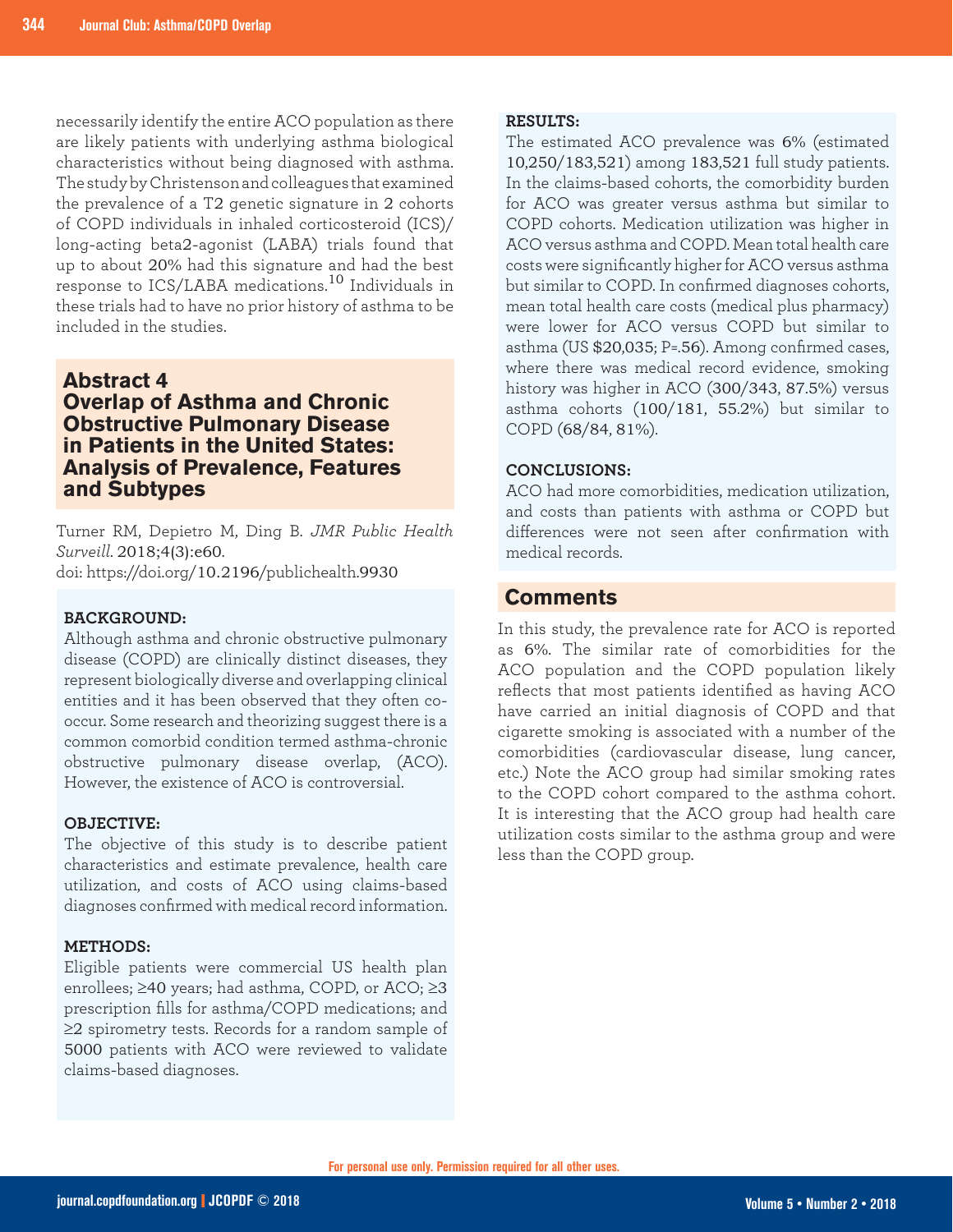necessarily identify the entire ACO population as there are likely patients with underlying asthma biological characteristics without being diagnosed with asthma. The study by Christenson and colleagues that examined the prevalence of a T2 genetic signature in 2 cohorts of COPD individuals in inhaled corticosteroid (ICS)/long-acting beta2-agonist (LABA) trials found that up to about 20% had this signature and had the best response to ICS/LABA medications.[10] Individuals in these trials had to have no prior history of asthma to be included in the studies.

## Abstract 4
## Overlap of Asthma and Chronic Obstructive Pulmonary Disease in Patients in the United States: Analysis of Prevalence, Features and Subtypes

Turner RM, Depietro M, Ding B. *JMR Public Health Surveill.* 2018;4(3):e60.
doi: https://doi.org/10.2196/publichealth.9930

**BACKGROUND:**
Although asthma and chronic obstructive pulmonary disease (COPD) are clinically distinct diseases, they represent biologically diverse and overlapping clinical entities and it has been observed that they often co-occur. Some research and theorizing suggest there is a common comorbid condition termed asthma-chronic obstructive pulmonary disease overlap, (ACO). However, the existence of ACO is controversial.

**OBJECTIVE:**
The objective of this study is to describe patient characteristics and estimate prevalence, health care utilization, and costs of ACO using claims-based diagnoses confirmed with medical record information.

**METHODS:**
Eligible patients were commercial US health plan enrollees; ≥40 years; had asthma, COPD, or ACO; ≥3 prescription fills for asthma/COPD medications; and ≥2 spirometry tests. Records for a random sample of 5000 patients with ACO were reviewed to validate claims-based diagnoses.

**RESULTS:**
The estimated ACO prevalence was 6% (estimated 10,250/183,521) among 183,521 full study patients. In the claims-based cohorts, the comorbidity burden for ACO was greater versus asthma but similar to COPD cohorts. Medication utilization was higher in ACO versus asthma and COPD. Mean total health care costs were significantly higher for ACO versus asthma but similar to COPD. In confirmed diagnoses cohorts, mean total health care costs (medical plus pharmacy) were lower for ACO versus COPD but similar to asthma (US $20,035; P=.56). Among confirmed cases, where there was medical record evidence, smoking history was higher in ACO (300/343, 87.5%) versus asthma cohorts (100/181, 55.2%) but similar to COPD (68/84, 81%).

**CONCLUSIONS:**
ACO had more comorbidities, medication utilization, and costs than patients with asthma or COPD but differences were not seen after confirmation with medical records.

## Comments

In this study, the prevalence rate for ACO is reported as 6%. The similar rate of comorbidities for the ACO population and the COPD population likely reflects that most patients identified as having ACO have carried an initial diagnosis of COPD and that cigarette smoking is associated with a number of the comorbidities (cardiovascular disease, lung cancer, etc.) Note the ACO group had similar smoking rates to the COPD cohort compared to the asthma cohort. It is interesting that the ACO group had health care utilization costs similar to the asthma group and were less than the COPD group.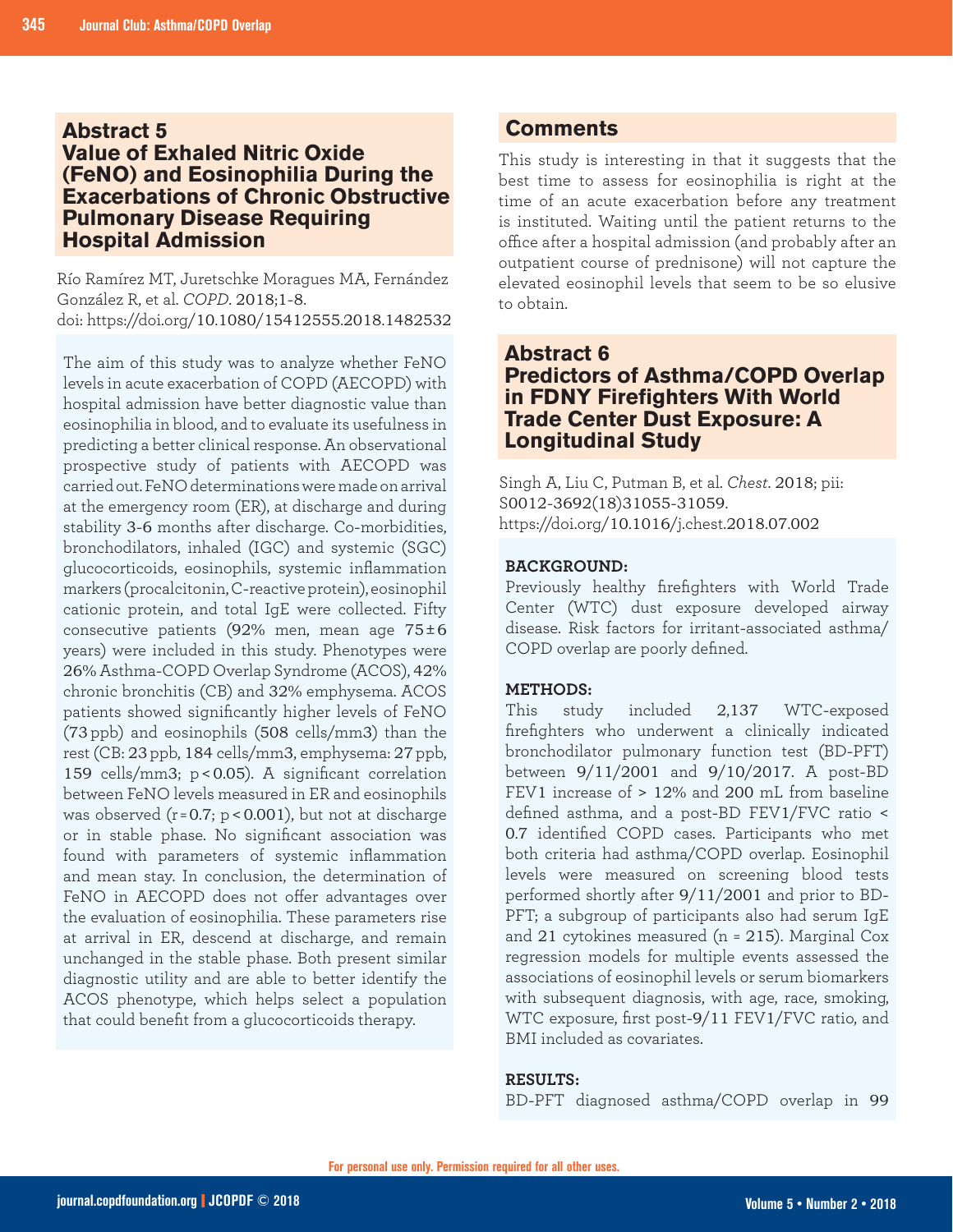## Abstract 5
## Value of Exhaled Nitric Oxide (FeNO) and Eosinophilia During the Exacerbations of Chronic Obstructive Pulmonary Disease Requiring Hospital Admission

Río Ramírez MT, Juretschke Moragues MA, Fernández González R, et al. *COPD*. 2018;1-8.
doi: https://doi.org/10.1080/15412555.2018.1482532

The aim of this study was to analyze whether FeNO levels in acute exacerbation of COPD (AECOPD) with hospital admission have better diagnostic value than eosinophilia in blood, and to evaluate its usefulness in predicting a better clinical response. An observational prospective study of patients with AECOPD was carried out. FeNO determinations were made on arrival at the emergency room (ER), at discharge and during stability 3-6 months after discharge. Co-morbidities, bronchodilators, inhaled (IGC) and systemic (SGC) glucocorticoids, eosinophils, systemic inflammation markers (procalcitonin, C-reactive protein), eosinophil cationic protein, and total IgE were collected. Fifty consecutive patients (92% men, mean age 75 ± 6 years) were included in this study. Phenotypes were 26% Asthma-COPD Overlap Syndrome (ACOS), 42% chronic bronchitis (CB) and 32% emphysema. ACOS patients showed significantly higher levels of FeNO (73 ppb) and eosinophils (508 cells/mm3) than the rest (CB: 23 ppb, 184 cells/mm3, emphysema: 27 ppb, 159 cells/mm3; $p < 0.05$). A significant correlation between FeNO levels measured in ER and eosinophils was observed ($r = 0.7$; $p < 0.001$), but not at discharge or in stable phase. No significant association was found with parameters of systemic inflammation and mean stay. In conclusion, the determination of FeNO in AECOPD does not offer advantages over the evaluation of eosinophilia. These parameters rise at arrival in ER, descend at discharge, and remain unchanged in the stable phase. Both present similar diagnostic utility and are able to better identify the ACOS phenotype, which helps select a population that could benefit from a glucocorticoids therapy.

## Comments

This study is interesting in that it suggests that the best time to assess for eosinophilia is right at the time of an acute exacerbation before any treatment is instituted. Waiting until the patient returns to the office after a hospital admission (and probably after an outpatient course of prednisone) will not capture the elevated eosinophil levels that seem to be so elusive to obtain.

## Abstract 6
## Predictors of Asthma/COPD Overlap in FDNY Firefighters With World Trade Center Dust Exposure: A Longitudinal Study

Singh A, Liu C, Putman B, et al. *Chest*. 2018; pii: S0012-3692(18)31055-31059.
https://doi.org/10.1016/j.chest.2018.07.002

**BACKGROUND:**
Previously healthy firefighters with World Trade Center (WTC) dust exposure developed airway disease. Risk factors for irritant-associated asthma/COPD overlap are poorly defined.

**METHODS:**
This study included 2,137 WTC-exposed firefighters who underwent a clinically indicated bronchodilator pulmonary function test (BD-PFT) between 9/11/2001 and 9/10/2017. A post-BD FEV1 increase of > 12% and 200 mL from baseline defined asthma, and a post-BD FEV1/FVC ratio < 0.7 identified COPD cases. Participants who met both criteria had asthma/COPD overlap. Eosinophil levels were measured on screening blood tests performed shortly after 9/11/2001 and prior to BD-PFT; a subgroup of participants also had serum IgE and 21 cytokines measured (n = 215). Marginal Cox regression models for multiple events assessed the associations of eosinophil levels or serum biomarkers with subsequent diagnosis, with age, race, smoking, WTC exposure, first post-9/11 FEV1/FVC ratio, and BMI included as covariates.

**RESULTS:**
BD-PFT diagnosed asthma/COPD overlap in 99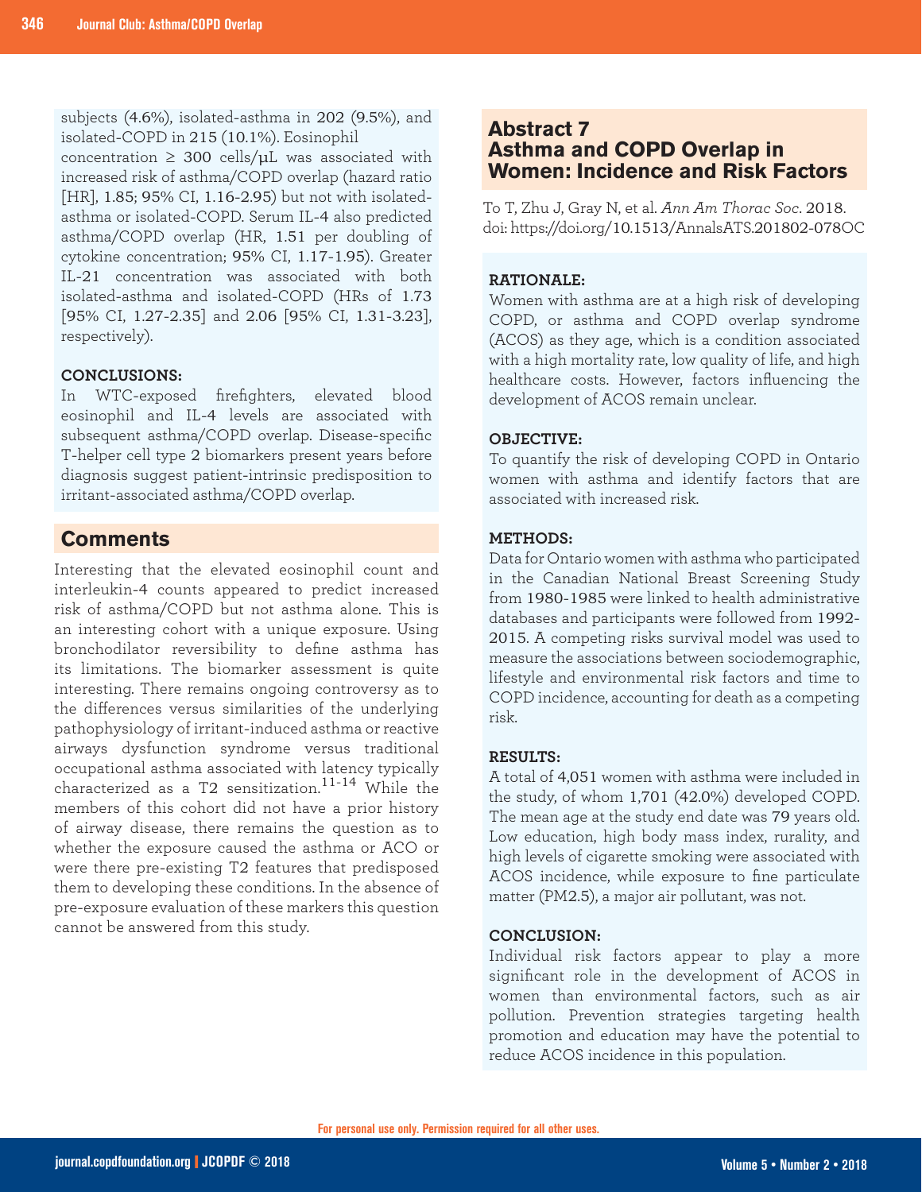subjects (4.6%), isolated-asthma in 202 (9.5%), and isolated-COPD in 215 (10.1%). Eosinophil concentration ≥ 300 cells/µL was associated with increased risk of asthma/COPD overlap (hazard ratio [HR], 1.85; 95% CI, 1.16-2.95) but not with isolated-asthma or isolated-COPD. Serum IL-4 also predicted asthma/COPD overlap (HR, 1.51 per doubling of cytokine concentration; 95% CI, 1.17-1.95). Greater IL-21 concentration was associated with both isolated-asthma and isolated-COPD (HRs of 1.73 [95% CI, 1.27-2.35] and 2.06 [95% CI, 1.31-3.23], respectively).

**CONCLUSIONS:**
In WTC-exposed firefighters, elevated blood eosinophil and IL-4 levels are associated with subsequent asthma/COPD overlap. Disease-specific T-helper cell type 2 biomarkers present years before diagnosis suggest patient-intrinsic predisposition to irritant-associated asthma/COPD overlap.

## Comments

Interesting that the elevated eosinophil count and interleukin-4 counts appeared to predict increased risk of asthma/COPD but not asthma alone. This is an interesting cohort with a unique exposure. Using bronchodilator reversibility to define asthma has its limitations. The biomarker assessment is quite interesting. There remains ongoing controversy as to the differences versus similarities of the underlying pathophysiology of irritant-induced asthma or reactive airways dysfunction syndrome versus traditional occupational asthma associated with latency typically characterized as a T2 sensitization.[11-14] While the members of this cohort did not have a prior history of airway disease, there remains the question as to whether the exposure caused the asthma or ACO or were there pre-existing T2 features that predisposed them to developing these conditions. In the absence of pre-exposure evaluation of these markers this question cannot be answered from this study.

## Abstract 7
## Asthma and COPD Overlap in Women: Incidence and Risk Factors

To T, Zhu J, Gray N, et al. *Ann Am Thorac Soc*. 2018. doi: https://doi.org/10.1513/AnnalsATS.201802-078OC

**RATIONALE:**
Women with asthma are at a high risk of developing COPD, or asthma and COPD overlap syndrome (ACOS) as they age, which is a condition associated with a high mortality rate, low quality of life, and high healthcare costs. However, factors influencing the development of ACOS remain unclear.

**OBJECTIVE:**
To quantify the risk of developing COPD in Ontario women with asthma and identify factors that are associated with increased risk.

**METHODS:**
Data for Ontario women with asthma who participated in the Canadian National Breast Screening Study from 1980-1985 were linked to health administrative databases and participants were followed from 1992-2015. A competing risks survival model was used to measure the associations between sociodemographic, lifestyle and environmental risk factors and time to COPD incidence, accounting for death as a competing risk.

**RESULTS:**
A total of 4,051 women with asthma were included in the study, of whom 1,701 (42.0%) developed COPD. The mean age at the study end date was 79 years old. Low education, high body mass index, rurality, and high levels of cigarette smoking were associated with ACOS incidence, while exposure to fine particulate matter (PM2.5), a major air pollutant, was not.

**CONCLUSION:**
Individual risk factors appear to play a more significant role in the development of ACOS in women than environmental factors, such as air pollution. Prevention strategies targeting health promotion and education may have the potential to reduce ACOS incidence in this population.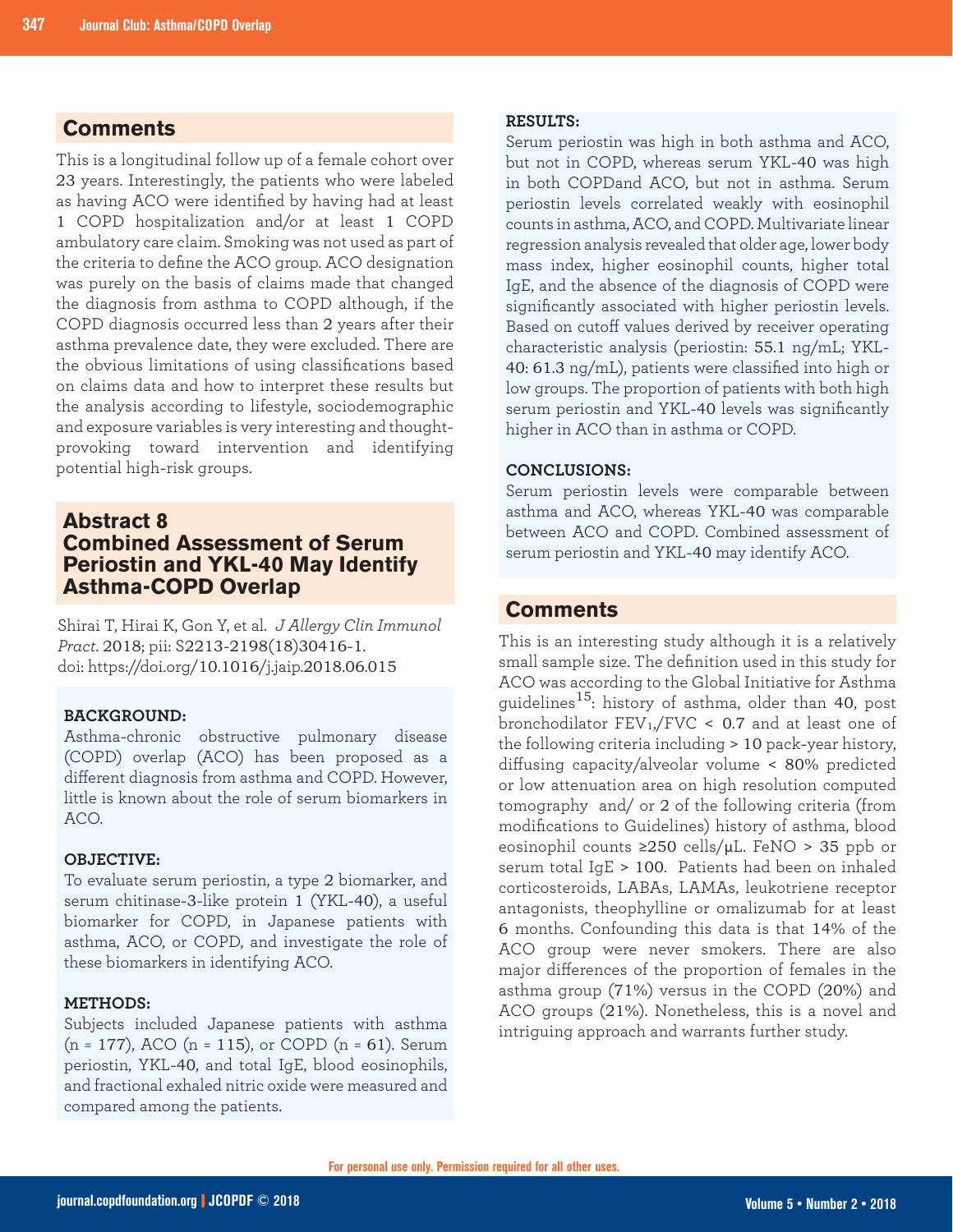## Comments

This is a longitudinal follow up of a female cohort over 23 years. Interestingly, the patients who were labeled as having ACO were identified by having had at least 1 COPD hospitalization and/or at least 1 COPD ambulatory care claim. Smoking was not used as part of the criteria to define the ACO group. ACO designation was purely on the basis of claims made that changed the diagnosis from asthma to COPD although, if the COPD diagnosis occurred less than 2 years after their asthma prevalence date, they were excluded. There are the obvious limitations of using classifications based on claims data and how to interpret these results but the analysis according to lifestyle, sociodemographic and exposure variables is very interesting and thought-provoking toward intervention and identifying potential high-risk groups.

## Abstract 8
## Combined Assessment of Serum Periostin and YKL-40 May Identify Asthma-COPD Overlap

Shirai T, Hirai K, Gon Y, et al. *J Allergy Clin Immunol Pract*. 2018; pii: S2213-2198(18)30416-1. doi: https://doi.org/10.1016/j.jaip.2018.06.015

**BACKGROUND:**
Asthma-chronic obstructive pulmonary disease (COPD) overlap (ACO) has been proposed as a different diagnosis from asthma and COPD. However, little is known about the role of serum biomarkers in ACO.

**OBJECTIVE:**
To evaluate serum periostin, a type 2 biomarker, and serum chitinase-3-like protein 1 (YKL-40), a useful biomarker for COPD, in Japanese patients with asthma, ACO, or COPD, and investigate the role of these biomarkers in identifying ACO.

**METHODS:**
Subjects included Japanese patients with asthma (n = 177), ACO (n = 115), or COPD (n = 61). Serum periostin, YKL-40, and total IgE, blood eosinophils, and fractional exhaled nitric oxide were measured and compared among the patients.

**RESULTS:**
Serum periostin was high in both asthma and ACO, but not in COPD, whereas serum YKL-40 was high in both COPDand ACO, but not in asthma. Serum periostin levels correlated weakly with eosinophil counts in asthma, ACO, and COPD. Multivariate linear regression analysis revealed that older age, lower body mass index, higher eosinophil counts, higher total IgE, and the absence of the diagnosis of COPD were significantly associated with higher periostin levels. Based on cutoff values derived by receiver operating characteristic analysis (periostin: 55.1 ng/mL; YKL-40: 61.3 ng/mL), patients were classified into high or low groups. The proportion of patients with both high serum periostin and YKL-40 levels was significantly higher in ACO than in asthma or COPD.

**CONCLUSIONS:**
Serum periostin levels were comparable between asthma and ACO, whereas YKL-40 was comparable between ACO and COPD. Combined assessment of serum periostin and YKL-40 may identify ACO.

## Comments

This is an interesting study although it is a relatively small sample size. The definition used in this study for ACO was according to the Global Initiative for Asthma guidelines[15]: history of asthma, older than 40, post bronchodilator $FEV_1$/FVC < 0.7 and at least one of the following criteria including > 10 pack-year history, diffusing capacity/alveolar volume < 80% predicted or low attenuation area on high resolution computed tomography and/ or 2 of the following criteria (from modifications to Guidelines) history of asthma, blood eosinophil counts ≥250 cells/µL. FeNO > 35 ppb or serum total IgE > 100. Patients had been on inhaled corticosteroids, LABAs, LAMAs, leukotriene receptor antagonists, theophylline or omalizumab for at least 6 months. Confounding this data is that 14% of the ACO group were never smokers. There are also major differences of the proportion of females in the asthma group (71%) versus in the COPD (20%) and ACO groups (21%). Nonetheless, this is a novel and intriguing approach and warrants further study.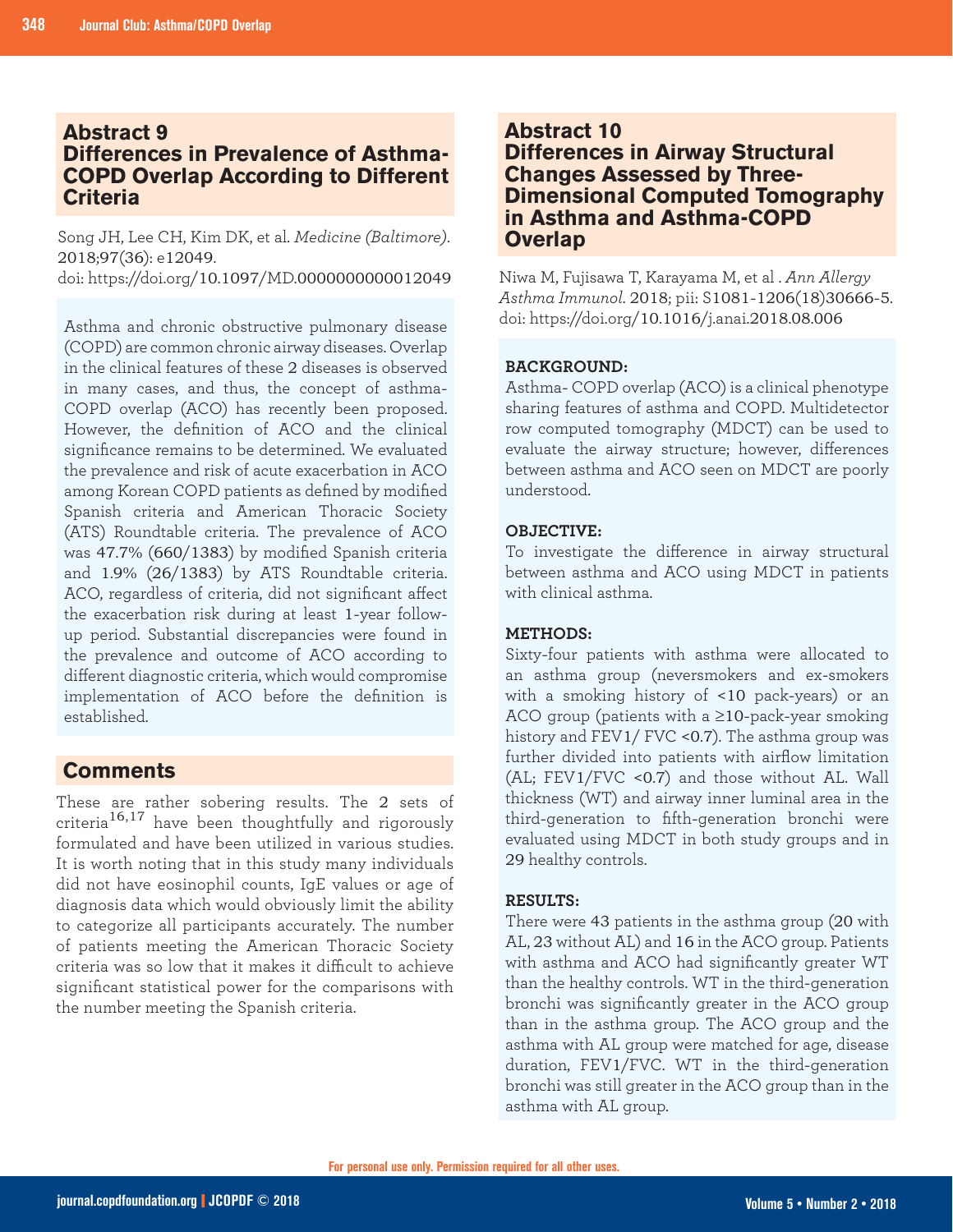## Abstract 9
## Differences in Prevalence of Asthma-COPD Overlap According to Different Criteria

Song JH, Lee CH, Kim DK, et al. *Medicine (Baltimore)*. 2018;97(36): e12049.
doi: https://doi.org/10.1097/MD.0000000000012049

Asthma and chronic obstructive pulmonary disease (COPD) are common chronic airway diseases. Overlap in the clinical features of these 2 diseases is observed in many cases, and thus, the concept of asthma-COPD overlap (ACO) has recently been proposed. However, the definition of ACO and the clinical significance remains to be determined. We evaluated the prevalence and risk of acute exacerbation in ACO among Korean COPD patients as defined by modified Spanish criteria and American Thoracic Society (ATS) Roundtable criteria. The prevalence of ACO was 47.7% (660/1383) by modified Spanish criteria and 1.9% (26/1383) by ATS Roundtable criteria. ACO, regardless of criteria, did not significant affect the exacerbation risk during at least 1-year follow-up period. Substantial discrepancies were found in the prevalence and outcome of ACO according to different diagnostic criteria, which would compromise implementation of ACO before the definition is established.

### Comments

These are rather sobering results. The 2 sets of criteria[16,17] have been thoughtfully and rigorously formulated and have been utilized in various studies. It is worth noting that in this study many individuals did not have eosinophil counts, IgE values or age of diagnosis data which would obviously limit the ability to categorize all participants accurately. The number of patients meeting the American Thoracic Society criteria was so low that it makes it difficult to achieve significant statistical power for the comparisons with the number meeting the Spanish criteria.

## Abstract 10
## Differences in Airway Structural Changes Assessed by Three-Dimensional Computed Tomography in Asthma and Asthma-COPD Overlap

Niwa M, Fujisawa T, Karayama M, et al . *Ann Allergy Asthma Immunol*. 2018; pii: S1081-1206(18)30666-5.
doi: https://doi.org/10.1016/j.anai.2018.08.006

**BACKGROUND:**
Asthma- COPD overlap (ACO) is a clinical phenotype sharing features of asthma and COPD. Multidetector row computed tomography (MDCT) can be used to evaluate the airway structure; however, differences between asthma and ACO seen on MDCT are poorly understood.

**OBJECTIVE:**
To investigate the difference in airway structural between asthma and ACO using MDCT in patients with clinical asthma.

**METHODS:**
Sixty-four patients with asthma were allocated to an asthma group (neversmokers and ex-smokers with a smoking history of <10 pack-years) or an ACO group (patients with a ≥10-pack-year smoking history and FEV1/ FVC <0.7). The asthma group was further divided into patients with airflow limitation (AL; FEV1/FVC <0.7) and those without AL. Wall thickness (WT) and airway inner luminal area in the third-generation to fifth-generation bronchi were evaluated using MDCT in both study groups and in 29 healthy controls.

**RESULTS:**
There were 43 patients in the asthma group (20 with AL, 23 without AL) and 16 in the ACO group. Patients with asthma and ACO had significantly greater WT than the healthy controls. WT in the third-generation bronchi was significantly greater in the ACO group than in the asthma group. The ACO group and the asthma with AL group were matched for age, disease duration, FEV1/FVC. WT in the third-generation bronchi was still greater in the ACO group than in the asthma with AL group.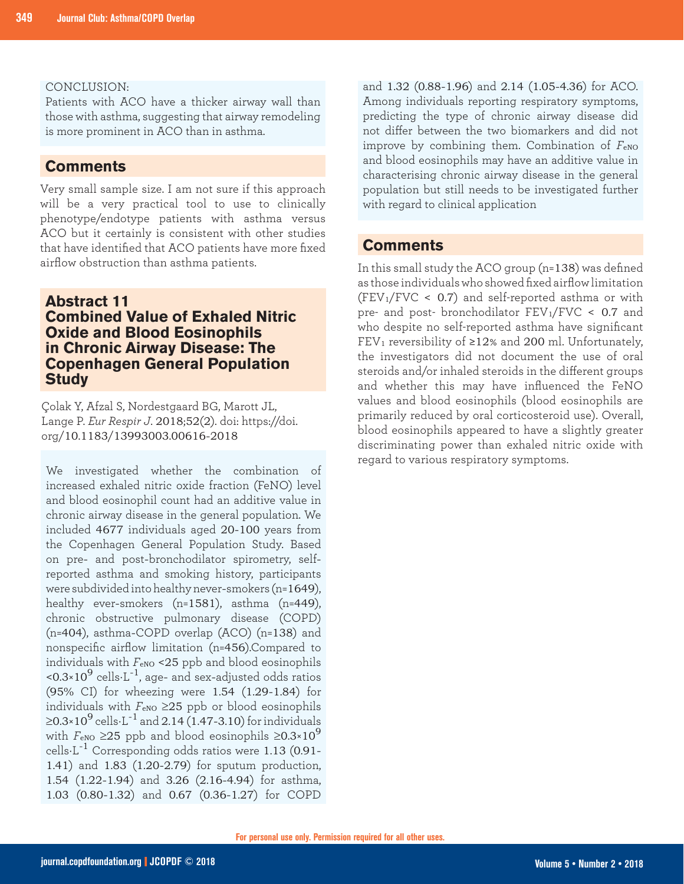CONCLUSION:
Patients with ACO have a thicker airway wall than those with asthma, suggesting that airway remodeling is more prominent in ACO than in asthma.

## Comments

Very small sample size. I am not sure if this approach will be a very practical tool to use to clinically phenotype/endotype patients with asthma versus ACO but it certainly is consistent with other studies that have identified that ACO patients have more fixed airflow obstruction than asthma patients.

## Abstract 11
## Combined Value of Exhaled Nitric Oxide and Blood Eosinophils in Chronic Airway Disease: The Copenhagen General Population Study

Çolak Y, Afzal S, Nordestgaard BG, Marott JL, Lange P. *Eur Respir J*. 2018;52(2). doi: https://doi.org/10.1183/13993003.00616-2018

We investigated whether the combination of increased exhaled nitric oxide fraction (FeNO) level and blood eosinophil count had an additive value in chronic airway disease in the general population. We included 4677 individuals aged 20-100 years from the Copenhagen General Population Study. Based on pre- and post-bronchodilator spirometry, self-reported asthma and smoking history, participants were subdivided into healthy never-smokers (n=1649), healthy ever-smokers (n=1581), asthma (n=449), chronic obstructive pulmonary disease (COPD) (n=404), asthma-COPD overlap (ACO) (n=138) and nonspecific airflow limitation (n=456).Compared to individuals with $F_{eNO}$ <25 ppb and blood eosinophils $<0.3 \times 10^9$ cells·L$^{-1}$, age- and sex-adjusted odds ratios (95% CI) for wheezing were 1.54 (1.29-1.84) for individuals with $F_{eNO}$ ≥25 ppb or blood eosinophils $\geq 0.3 \times 10^9$ cells·L$^{-1}$ and 2.14 (1.47-3.10) for individuals with $F_{eNO}$ ≥25 ppb and blood eosinophils $\geq 0.3 \times 10^9$ cells·L$^{-1}$ Corresponding odds ratios were 1.13 (0.91-1.41) and 1.83 (1.20-2.79) for sputum production, 1.54 (1.22-1.94) and 3.26 (2.16-4.94) for asthma, 1.03 (0.80-1.32) and 0.67 (0.36-1.27) for COPD and 1.32 (0.88-1.96) and 2.14 (1.05-4.36) for ACO. Among individuals reporting respiratory symptoms, predicting the type of chronic airway disease did not differ between the two biomarkers and did not improve by combining them. Combination of $F_{eNO}$ and blood eosinophils may have an additive value in characterising chronic airway disease in the general population but still needs to be investigated further with regard to clinical application

## Comments

In this small study the ACO group (n=138) was defined as those individuals who showed fixed airflow limitation ($FEV_1/FVC$ < 0.7) and self-reported asthma or with pre- and post- bronchodilator $FEV_1/FVC$ < 0.7 and who despite no self-reported asthma have significant $FEV_1$ reversibility of ≥12% and 200 ml. Unfortunately, the investigators did not document the use of oral steroids and/or inhaled steroids in the different groups and whether this may have influenced the FeNO values and blood eosinophils (blood eosinophils are primarily reduced by oral corticosteroid use). Overall, blood eosinophils appeared to have a slightly greater discriminating power than exhaled nitric oxide with regard to various respiratory symptoms.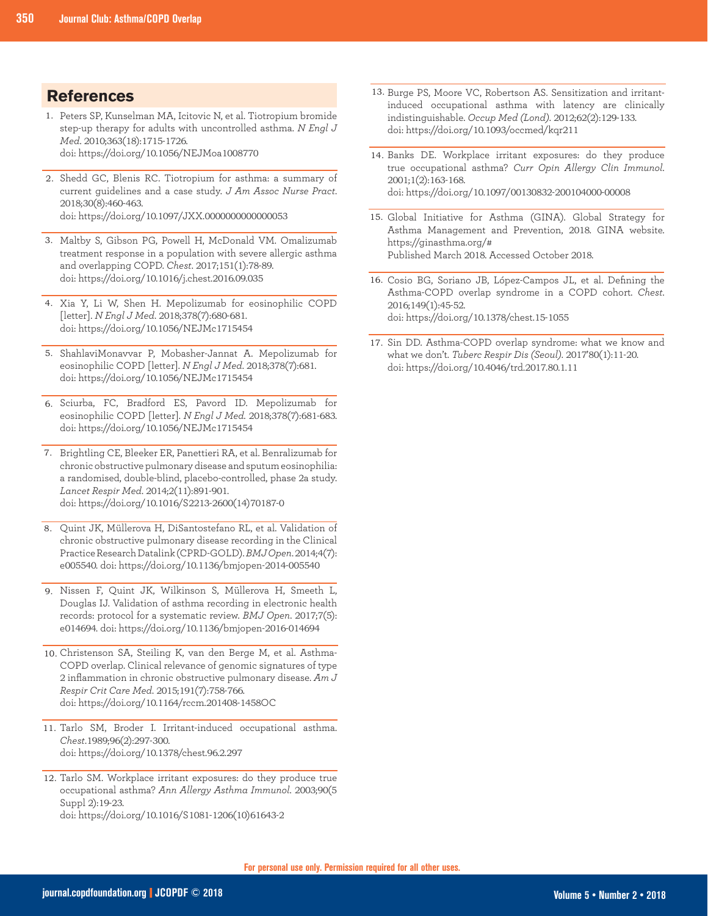## References

1. Peters SP, Kunselman MA, Icitovic N, et al. Tiotropium bromide step-up therapy for adults with uncontrolled asthma. *N Engl J Med*. 2010;363(18):1715-1726.
doi: https://doi.org/10.1056/NEJMoa1008770

2. Shedd GC, Blenis RC. Tiotropium for asthma: a summary of current guidelines and a case study. *J Am Assoc Nurse Pract*. 2018;30(8):460-463.
doi: https://doi.org/10.1097/JXX.0000000000000053

3. Maltby S, Gibson PG, Powell H, McDonald VM. Omalizumab treatment response in a population with severe allergic asthma and overlapping COPD. *Chest*. 2017;151(1):78-89.
doi: https://doi.org/10.1016/j.chest.2016.09.035

4. Xia Y, Li W, Shen H. Mepolizumab for eosinophilic COPD [letter]. *N Engl J Med*. 2018;378(7):680-681.
doi: https://doi.org/10.1056/NEJMc1715454

5. ShahlaviMonavvar P, Mobasher-Jannat A. Mepolizumab for eosinophilic COPD [letter]. *N Engl J Med*. 2018;378(7):681.
doi: https://doi.org/10.1056/NEJMc1715454

6. Sciurba, FC, Bradford ES, Pavord ID. Mepolizumab for eosinophilic COPD [letter]. *N Engl J Med*. 2018;378(7):681-683.
doi: https://doi.org/10.1056/NEJMc1715454

7. Brightling CE, Bleeker ER, Panettieri RA, et al. Benralizumab for chronic obstructive pulmonary disease and sputum eosinophilia: a randomised, double-blind, placebo-controlled, phase 2a study. *Lancet Respir Med*. 2014;2(11):891-901.
doi: https://doi.org/10.1016/S2213-2600(14)70187-0

8. Quint JK, Müllerova H, DiSantostefano RL, et al. Validation of chronic obstructive pulmonary disease recording in the Clinical Practice Research Datalink (CPRD-GOLD). *BMJ Open*. 2014;4(7): e005540. doi: https://doi.org/10.1136/bmjopen-2014-005540

9. Nissen F, Quint JK, Wilkinson S, Müllerova H, Smeeth L, Douglas IJ. Validation of asthma recording in electronic health records: protocol for a systematic review. *BMJ Open*. 2017;7(5): e014694. doi: https://doi.org/10.1136/bmjopen-2016-014694

10. Christenson SA, Steiling K, van den Berge M, et al. Asthma-COPD overlap. Clinical relevance of genomic signatures of type 2 inflammation in chronic obstructive pulmonary disease. *Am J Respir Crit Care Med*. 2015;191(7):758-766.
doi: https://doi.org/10.1164/rccm.201408-1458OC

11. Tarlo SM, Broder I. Irritant-induced occupational asthma. *Chest*.1989;96(2):297-300.
doi: https://doi.org/10.1378/chest.96.2.297

12. Tarlo SM. Workplace irritant exposures: do they produce true occupational asthma? *Ann Allergy Asthma Immunol*. 2003;90(5 Suppl 2):19-23.
doi: https://doi.org/10.1016/S1081-1206(10)61643-2

13. Burge PS, Moore VC, Robertson AS. Sensitization and irritant-induced occupational asthma with latency are clinically indistinguishable. *Occup Med (Lond)*. 2012;62(2):129-133.
doi: https://doi.org/10.1093/occmed/kqr211

14. Banks DE. Workplace irritant exposures: do they produce true occupational asthma? *Curr Opin Allergy Clin Immunol*. 2001;1(2):163-168.
doi: https://doi.org/10.1097/00130832-200104000-00008

15. Global Initiative for Asthma (GINA). Global Strategy for Asthma Management and Prevention, 2018. GINA website. https://ginasthma.org/#
Published March 2018. Accessed October 2018.

16. Cosio BG, Soriano JB, López-Campos JL, et al. Defining the Asthma-COPD overlap syndrome in a COPD cohort. *Chest*. 2016;149(1):45-52.
doi: https://doi.org/10.1378/chest.15-1055

17. Sin DD. Asthma-COPD overlap syndrome: what we know and what we don't. *Tuberc Respir Dis (Seoul)*. 2017'80(1):11-20.
doi: https://doi.org/10.4046/trd.2017.80.1.11